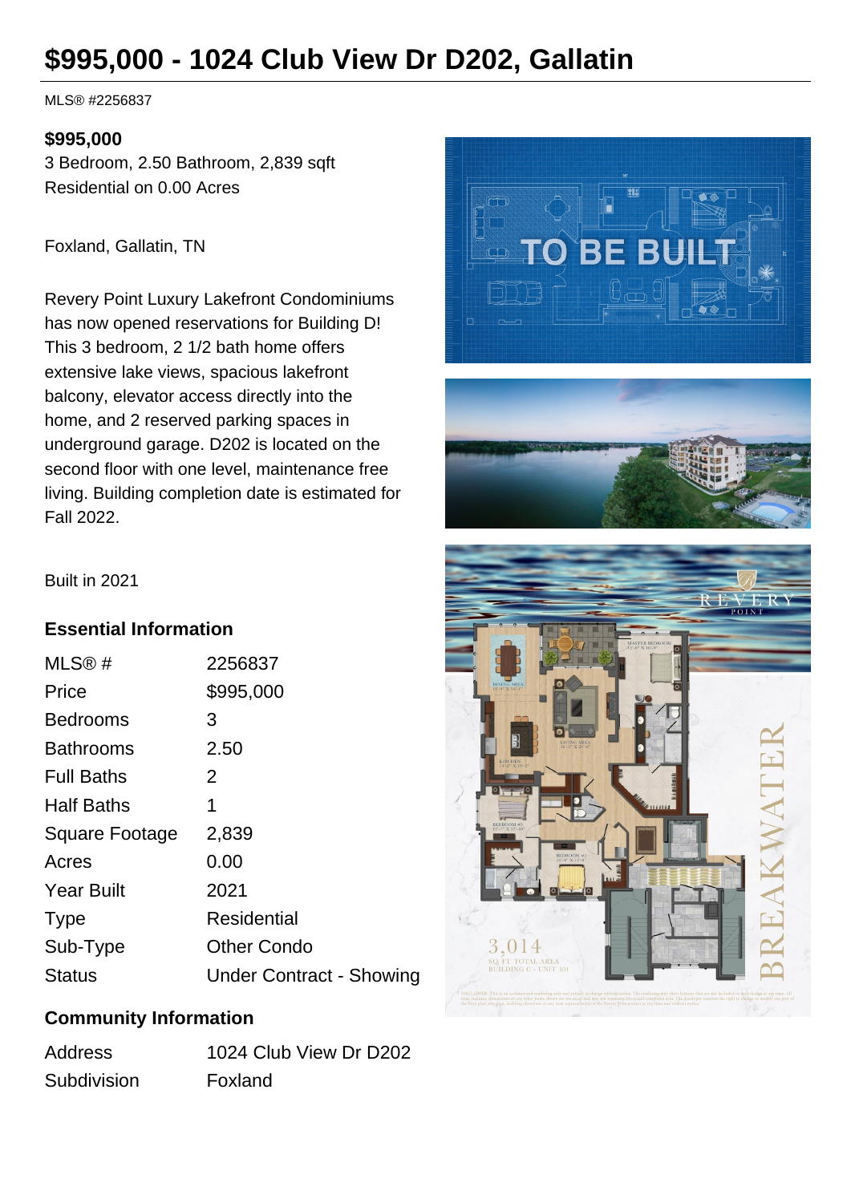# $995,000 - 1024 Club View Dr D202, Gallatin

MLS® #2256837

**$995,000**

3 Bedroom, 2.50 Bathroom, 2,839 sqft
Residential on 0.00 Acres

Foxland, Gallatin, TN

Revery Point Luxury Lakefront Condominiums has now opened reservations for Building D! This 3 bedroom, 2 1/2 bath home offers extensive lake views, spacious lakefront balcony, elevator access directly into the home, and 2 reserved parking spaces in underground garage. D202 is located on the second floor with one level, maintenance free living. Building completion date is estimated for Fall 2022.

Built in 2021

### Essential Information

| | |
|---|---|
| MLS® # | 2256837 |
| Price | $995,000 |
| Bedrooms | 3 |
| Bathrooms | 2.50 |
| Full Baths | 2 |
| Half Baths | 1 |
| Square Footage | 2,839 |
| Acres | 0.00 |
| Year Built | 2021 |
| Type | Residential |
| Sub-Type | Other Condo |
| Status | Under Contract - Showing |

### Community Information

| | |
|---|---|
| Address | 1024 Club View Dr D202 |
| Subdivision | Foxland |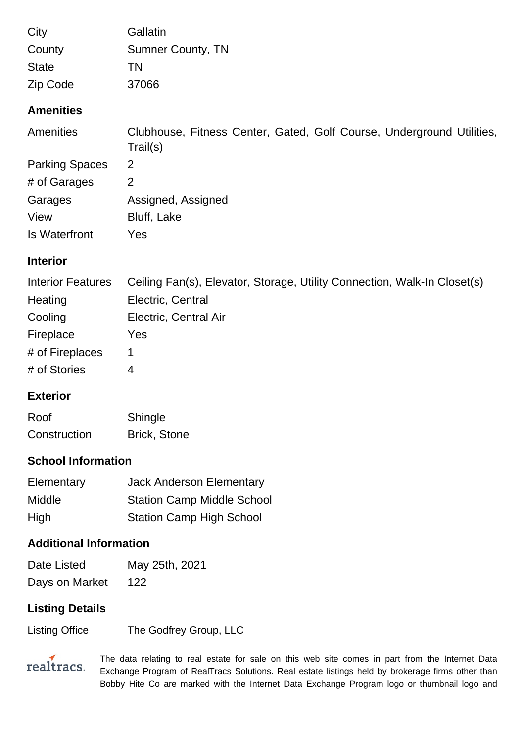| | |
|---|---|
| City | Gallatin |
| County | Sumner County, TN |
| State | TN |
| Zip Code | 37066 |

### Amenities

| | |
|---|---|
| Amenities | Clubhouse, Fitness Center, Gated, Golf Course, Underground Utilities, Trail(s) |
| Parking Spaces | 2 |
| # of Garages | 2 |
| Garages | Assigned, Assigned |
| View | Bluff, Lake |
| Is Waterfront | Yes |

### Interior

| | |
|---|---|
| Interior Features | Ceiling Fan(s), Elevator, Storage, Utility Connection, Walk-In Closet(s) |
| Heating | Electric, Central |
| Cooling | Electric, Central Air |
| Fireplace | Yes |
| # of Fireplaces | 1 |
| # of Stories | 4 |

### Exterior

| | |
|---|---|
| Roof | Shingle |
| Construction | Brick, Stone |

### School Information

| | |
|---|---|
| Elementary | Jack Anderson Elementary |
| Middle | Station Camp Middle School |
| High | Station Camp High School |

### Additional Information

| | |
|---|---|
| Date Listed | May 25th, 2021 |
| Days on Market | 122 |

### Listing Details

| | |
|---|---|
| Listing Office | The Godfrey Group, LLC |

realtracs.

The data relating to real estate for sale on this web site comes in part from the Internet Data Exchange Program of RealTracs Solutions. Real estate listings held by brokerage firms other than Bobby Hite Co are marked with the Internet Data Exchange Program logo or thumbnail logo and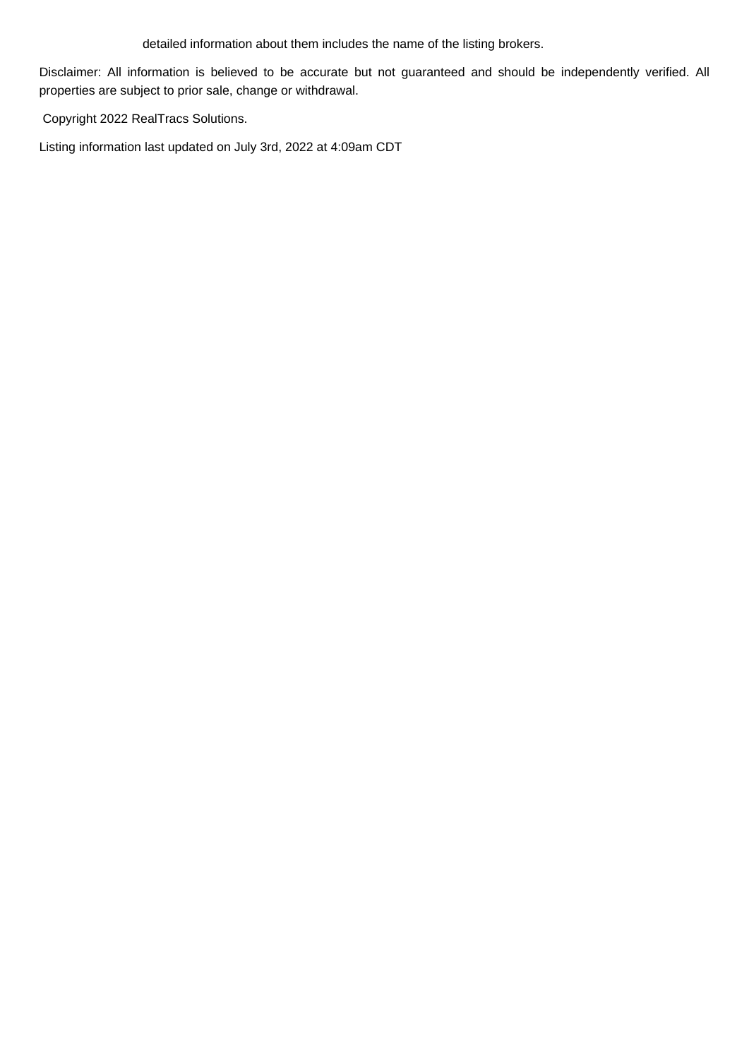detailed information about them includes the name of the listing brokers.

Disclaimer: All information is believed to be accurate but not guaranteed and should be independently verified. All properties are subject to prior sale, change or withdrawal.

Copyright 2022 RealTracs Solutions.

Listing information last updated on July 3rd, 2022 at 4:09am CDT